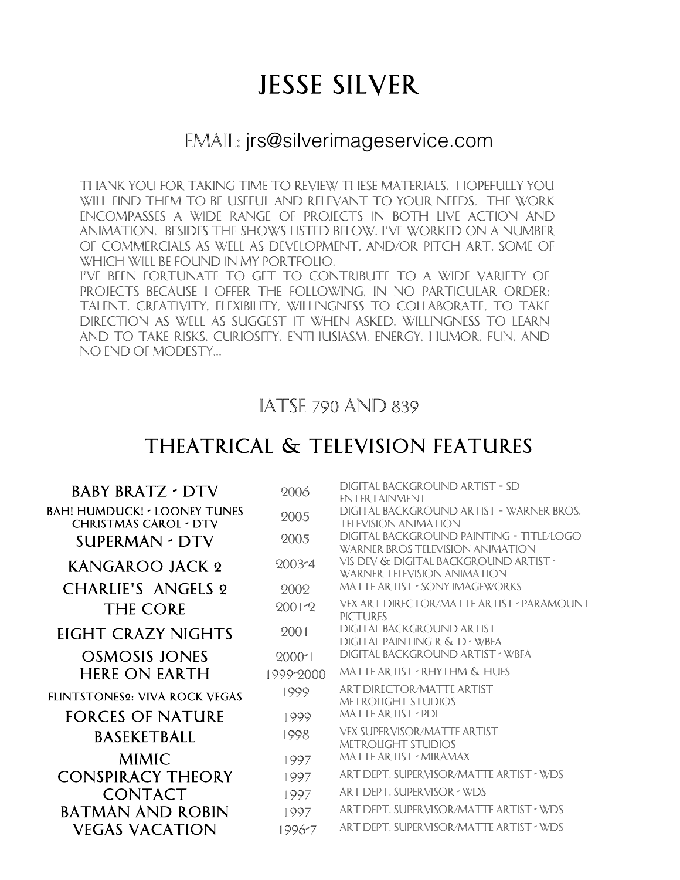# JESSE SILVER

## EMAIL: jrs@silverimageservice.com

THANK YOU FOR TAKING TIME TO REVIEW THESE MATERIALS. HOPEFULLY YOU WILL FIND THEM TO BE USEFUL AND RELEVANT TO YOUR NEEDS. THE WORK ENCOMPASSES A WIDE RANGE OF PROJECTS IN BOTH LIVE ACTION AND ANIMATION. BESIDES THE SHOWS LISTED BELOW, I'VE WORKED ON A NUMBER OF COMMERCIALS AS WELL AS DEVELOPMENT, AND/OR PITCH ART, SOME OF WHICH WILL BE FOUND IN MY PORTFOLIO.

I'VE BEEN FORTUNATE TO GET TO CONTRIBUTE TO A WIDE VARIETY OF PROJECTS BECAUSE I OFFER THE FOLLOWING, IN NO PARTICULAR ORDER: TALENT, CREATIVITY, FLEXIBILITY, WILLINGNESS TO COLLABORATE, TO TAKE DIRECTION AS WELL AS SUGGEST IT WHEN ASKED, WILLINGNESS TO LEARN AND TO TAKE RISKS, CURIOSITY, ENTHUSIASM, ENERGY, HUMOR, FUN, AND NO END OF MODESTY...

## IATSE 790 AND 839

## THEATRICAL & TELEVISION FEATURES

| Title | Year | Role |
|---|---|---|
| BABY BRATZ - DTV | 2006 | DIGITAL BACKGROUND ARTIST - SD ENTERTAINMENT |
| BAH! HUMDUCK! - LOONEY TUNES CHRISTMAS CAROL - DTV | 2005 | DIGITAL BACKGROUND ARTIST - WARNER BROS. TELEVISION ANIMATION |
| SUPERMAN - DTV | 2005 | DIGITAL BACKGROUND PAINTING - TITLE/LOGO WARNER BROS TELEVISION ANIMATION |
| KANGAROO JACK 2 | 2003-4 | VIS DEV & DIGITAL BACKGROUND ARTIST - WARNER TELEVISION ANIMATION |
| CHARLIE'S ANGELS 2 | 2002 | MATTE ARTIST - SONY IMAGEWORKS |
| THE CORE | 2001-2 | VFX ART DIRECTOR/MATTE ARTIST - PARAMOUNT PICTURES |
| EIGHT CRAZY NIGHTS | 2001 | DIGITAL BACKGROUND ARTIST DIGITAL PAINTING R & D - WBFA |
| OSMOSIS JONES | 2000-1 | DIGITAL BACKGROUND ARTIST - WBFA |
| HERE ON EARTH | 1999-2000 | MATTE ARTIST - RHYTHM & HUES |
| FLINTSTONES2: VIVA ROCK VEGAS | 1999 | ART DIRECTOR/MATTE ARTIST METROLIGHT STUDIOS |
| FORCES OF NATURE | 1999 | MATTE ARTIST - PDI |
| BASEKETBALL | 1998 | VFX SUPERVISOR/MATTE ARTIST METROLIGHT STUDIOS |
| MIMIC | 1997 | MATTE ARTIST - MIRAMAX |
| CONSPIRACY THEORY | 1997 | ART DEPT. SUPERVISOR/MATTE ARTIST - WDS |
| CONTACT | 1997 | ART DEPT. SUPERVISOR - WDS |
| BATMAN AND ROBIN | 1997 | ART DEPT. SUPERVISOR/MATTE ARTIST - WDS |
| VEGAS VACATION | 1996-7 | ART DEPT. SUPERVISOR/MATTE ARTIST - WDS |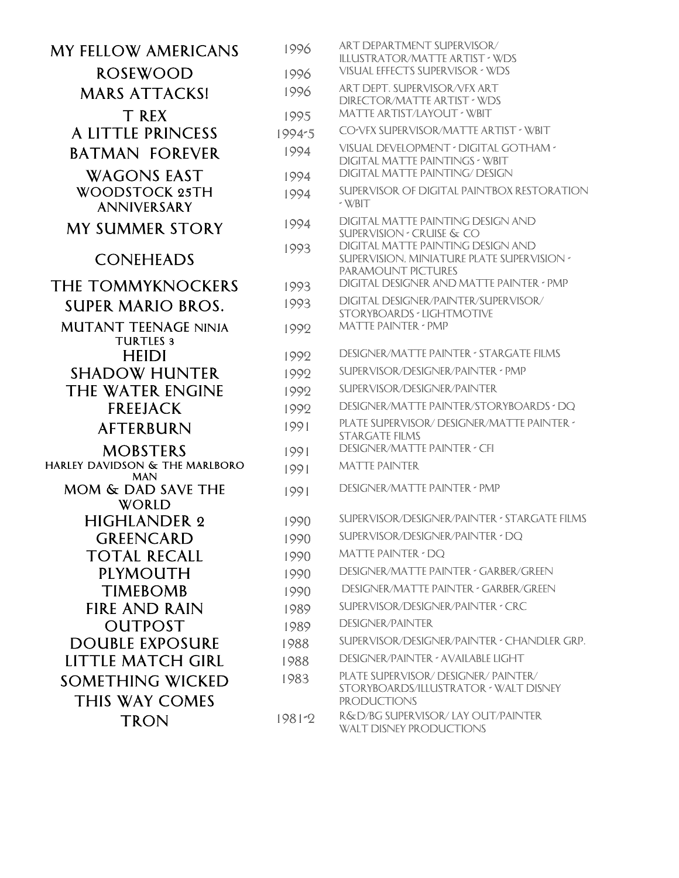| Title | Year | Role |
|---|---|---|
| MY FELLOW AMERICANS | 1996 | ART DEPARTMENT SUPERVISOR/ ILLUSTRATOR/MATTE ARTIST - WDS |
| ROSEWOOD | 1996 | VISUAL EFFECTS SUPERVISOR - WDS |
| MARS ATTACKS! | 1996 | ART DEPT. SUPERVISOR/VFX ART DIRECTOR/MATTE ARTIST - WDS |
| T REX | 1995 | MATTE ARTIST/LAYOUT - WBIT |
| A LITTLE PRINCESS | 1994-5 | CO-VFX SUPERVISOR/MATTE ARTIST - WBIT |
| BATMAN FOREVER | 1994 | VISUAL DEVELOPMENT - DIGITAL GOTHAM - DIGITAL MATTE PAINTINGS - WBIT |
| WAGONS EAST | 1994 | DIGITAL MATTE PAINTING/ DESIGN |
| WOODSTOCK 25TH ANNIVERSARY | 1994 | SUPERVISOR OF DIGITAL PAINTBOX RESTORATION - WBIT |
| MY SUMMER STORY | 1994 | DIGITAL MATTE PAINTING DESIGN AND SUPERVISION - CRUISE & CO |
| CONEHEADS | 1993 | DIGITAL MATTE PAINTING DESIGN AND SUPERVISION, MINIATURE PLATE SUPERVISION - PARAMOUNT PICTURES |
| THE TOMMYKNOCKERS | 1993 | DIGITAL DESIGNER AND MATTE PAINTER - PMP |
| SUPER MARIO BROS. | 1993 | DIGITAL DESIGNER/PAINTER/SUPERVISOR/ STORYBOARDS - LIGHTMOTIVE |
| MUTANT TEENAGE NINJA TURTLES 3 | 1992 | MATTE PAINTER - PMP |
| HEIDI | 1992 | DESIGNER/MATTE PAINTER - STARGATE FILMS |
| SHADOW HUNTER | 1992 | SUPERVISOR/DESIGNER/PAINTER - PMP |
| THE WATER ENGINE | 1992 | SUPERVISOR/DESIGNER/PAINTER |
| FREEJACK | 1992 | DESIGNER/MATTE PAINTER/STORYBOARDS - DQ |
| AFTERBURN | 1991 | PLATE SUPERVISOR/ DESIGNER/MATTE PAINTER - STARGATE FILMS |
| MOBSTERS | 1991 | DESIGNER/MATTE PAINTER - CFI |
| HARLEY DAVIDSON & THE MARLBORO MAN | 1991 | MATTE PAINTER |
| MOM & DAD SAVE THE WORLD | 1991 | DESIGNER/MATTE PAINTER - PMP |
| HIGHLANDER 2 | 1990 | SUPERVISOR/DESIGNER/PAINTER - STARGATE FILMS |
| GREENCARD | 1990 | SUPERVISOR/DESIGNER/PAINTER - DQ |
| TOTAL RECALL | 1990 | MATTE PAINTER - DQ |
| PLYMOUTH | 1990 | DESIGNER/MATTE PAINTER - GARBER/GREEN |
| TIMEBOMB | 1990 | DESIGNER/MATTE PAINTER - GARBER/GREEN |
| FIRE AND RAIN | 1989 | SUPERVISOR/DESIGNER/PAINTER - CRC |
| OUTPOST | 1989 | DESIGNER/PAINTER |
| DOUBLE EXPOSURE | 1988 | SUPERVISOR/DESIGNER/PAINTER - CHANDLER GRP. |
| LITTLE MATCH GIRL | 1988 | DESIGNER/PAINTER - AVAILABLE LIGHT |
| SOMETHING WICKED THIS WAY COMES | 1983 | PLATE SUPERVISOR/ DESIGNER/ PAINTER/ STORYBOARDS/ILLUSTRATOR - WALT DISNEY PRODUCTIONS |
| TRON | 1981-2 | R&D/BG SUPERVISOR/ LAY OUT/PAINTER WALT DISNEY PRODUCTIONS |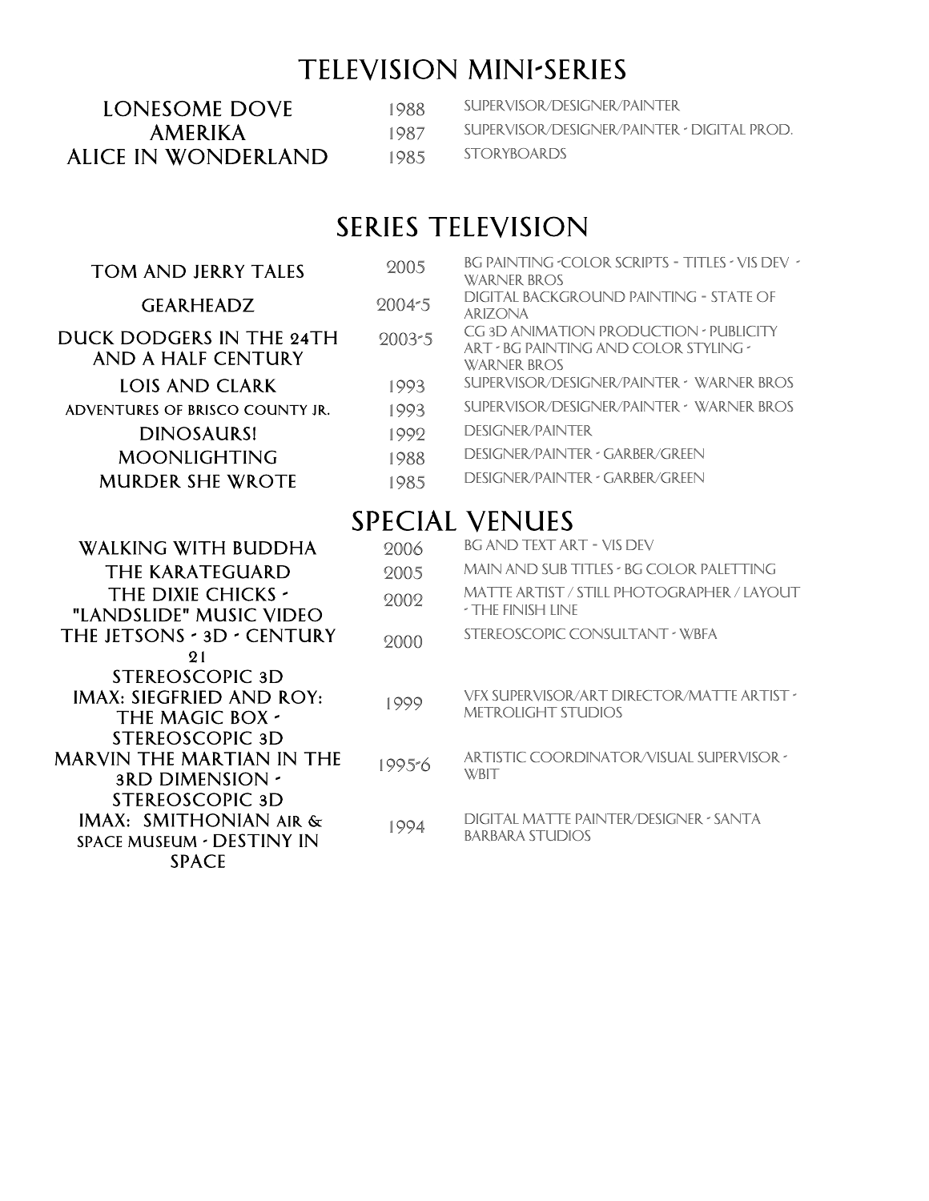# TELEVISION MINI-SERIES

| | | |
|---|---|---|
| LONESOME DOVE | 1988 | SUPERVISOR/DESIGNER/PAINTER |
| AMERIKA | 1987 | SUPERVISOR/DESIGNER/PAINTER - DIGITAL PROD. |
| ALICE IN WONDERLAND | 1985 | STORYBOARDS |

# SERIES TELEVISION

| | | |
|---|---|---|
| TOM AND JERRY TALES | 2005 | BG PAINTING -COLOR SCRIPTS - TITLES - VIS DEV - WARNER BROS |
| GEARHEADZ | 2004-5 | DIGITAL BACKGROUND PAINTING - STATE OF ARIZONA |
| DUCK DODGERS IN THE 24TH AND A HALF CENTURY | 2003-5 | CG 3D ANIMATION PRODUCTION - PUBLICITY ART - BG PAINTING AND COLOR STYLING - WARNER BROS |
| LOIS AND CLARK | 1993 | SUPERVISOR/DESIGNER/PAINTER - WARNER BROS |
| ADVENTURES OF BRISCO COUNTY JR. | 1993 | SUPERVISOR/DESIGNER/PAINTER - WARNER BROS |
| DINOSAURS! | 1992 | DESIGNER/PAINTER |
| MOONLIGHTING | 1988 | DESIGNER/PAINTER - GARBER/GREEN |
| MURDER SHE WROTE | 1985 | DESIGNER/PAINTER - GARBER/GREEN |

# SPECIAL VENUES

| | | |
|---|---|---|
| WALKING WITH BUDDHA | 2006 | BG AND TEXT ART - VIS DEV |
| THE KARATEGUARD | 2005 | MAIN AND SUB TITLES - BG COLOR PALETTING |
| THE DIXIE CHICKS - "LANDSLIDE" MUSIC VIDEO | 2002 | MATTE ARTIST / STILL PHOTOGRAPHER / LAYOUT - THE FINISH LINE |
| THE JETSONS - 3D - CENTURY 21 STEREOSCOPIC 3D | 2000 | STEREOSCOPIC CONSULTANT - WBFA |
| IMAX: SIEGFRIED AND ROY: THE MAGIC BOX - STEREOSCOPIC 3D | 1999 | VFX SUPERVISOR/ART DIRECTOR/MATTE ARTIST - METROLIGHT STUDIOS |
| MARVIN THE MARTIAN IN THE 3RD DIMENSION - STEREOSCOPIC 3D | 1995-6 | ARTISTIC COORDINATOR/VISUAL SUPERVISOR - WBIT |
| IMAX: SMITHONIAN AIR & SPACE MUSEUM - DESTINY IN SPACE | 1994 | DIGITAL MATTE PAINTER/DESIGNER - SANTA BARBARA STUDIOS |